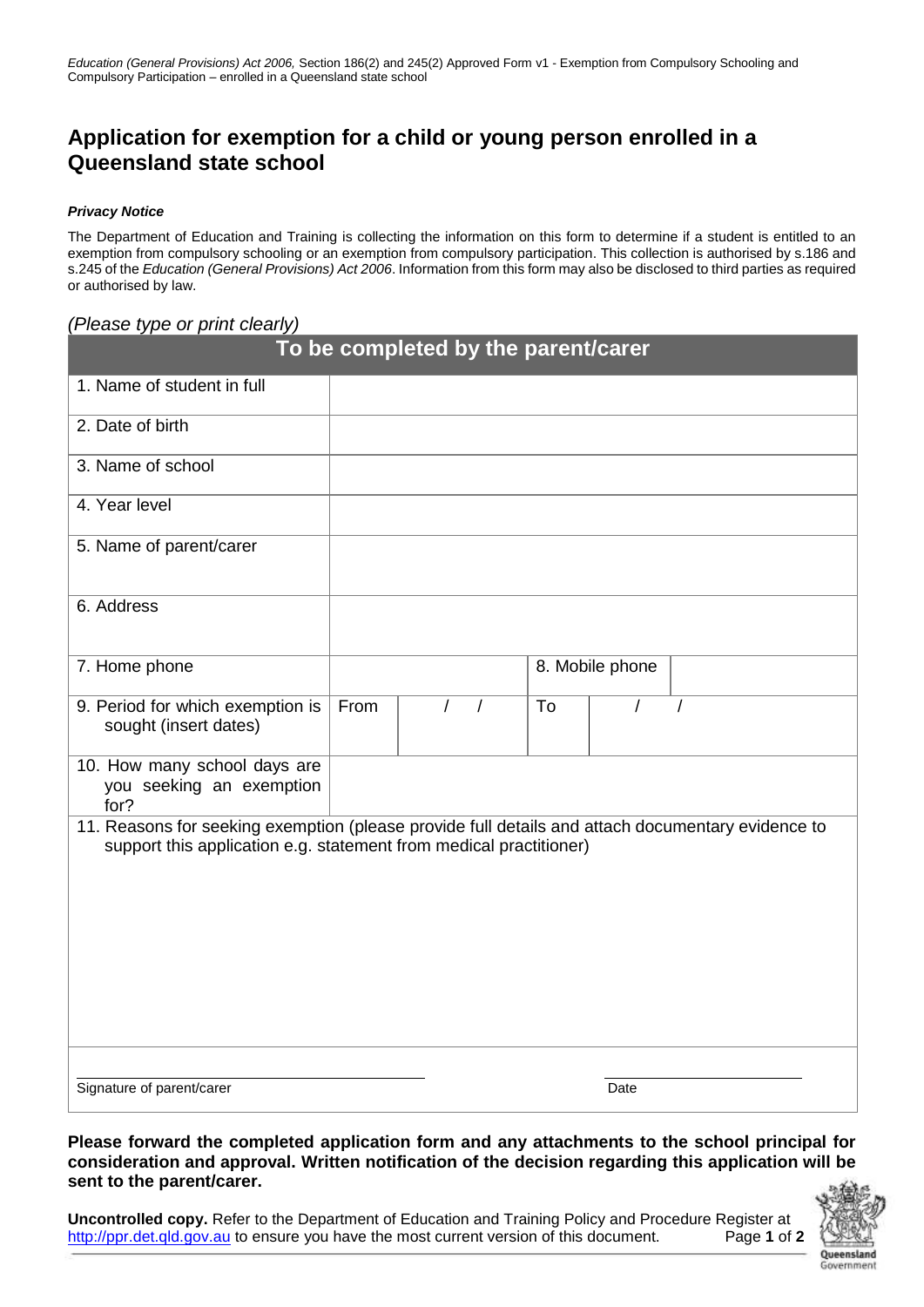*Education (General Provisions) Act 2006,* Section 186(2) and 245(2) Approved Form v1 - Exemption from Compulsory Schooling and Compulsory Participation – enrolled in a Queensland state school

# Application for exemption for a child or young person enrolled in a Queensland state school

***Privacy Notice***

The Department of Education and Training is collecting the information on this form to determine if a student is entitled to an exemption from compulsory schooling or an exemption from compulsory participation. This collection is authorised by s.186 and s.245 of the *Education (General Provisions) Act 2006*. Information from this form may also be disclosed to third parties as required or authorised by law.

*(Please type or print clearly)*

| To be completed by the parent/carer | | | |
|---|---|---|---|
| 1. Name of student in full | | | |
| 2. Date of birth | | | |
| 3. Name of school | | | |
| 4. Year level | | | |
| 5. Name of parent/carer | | | |
| 6. Address | | | |
| 7. Home phone | | 8. Mobile phone | |
| 9. Period for which exemption is sought (insert dates) | From / / | To / / | |
| 10. How many school days are you seeking an exemption for? | | | |
| 11. Reasons for seeking exemption (please provide full details and attach documentary evidence to support this application e.g. statement from medical practitioner) | | | |

Signature of parent/carer ______________________ Date ______________

**Please forward the completed application form and any attachments to the school principal for consideration and approval. Written notification of the decision regarding this application will be sent to the parent/carer.**

**Uncontrolled copy.** Refer to the Department of Education and Training Policy and Procedure Register at http://ppr.det.qld.gov.au to ensure you have the most current version of this document.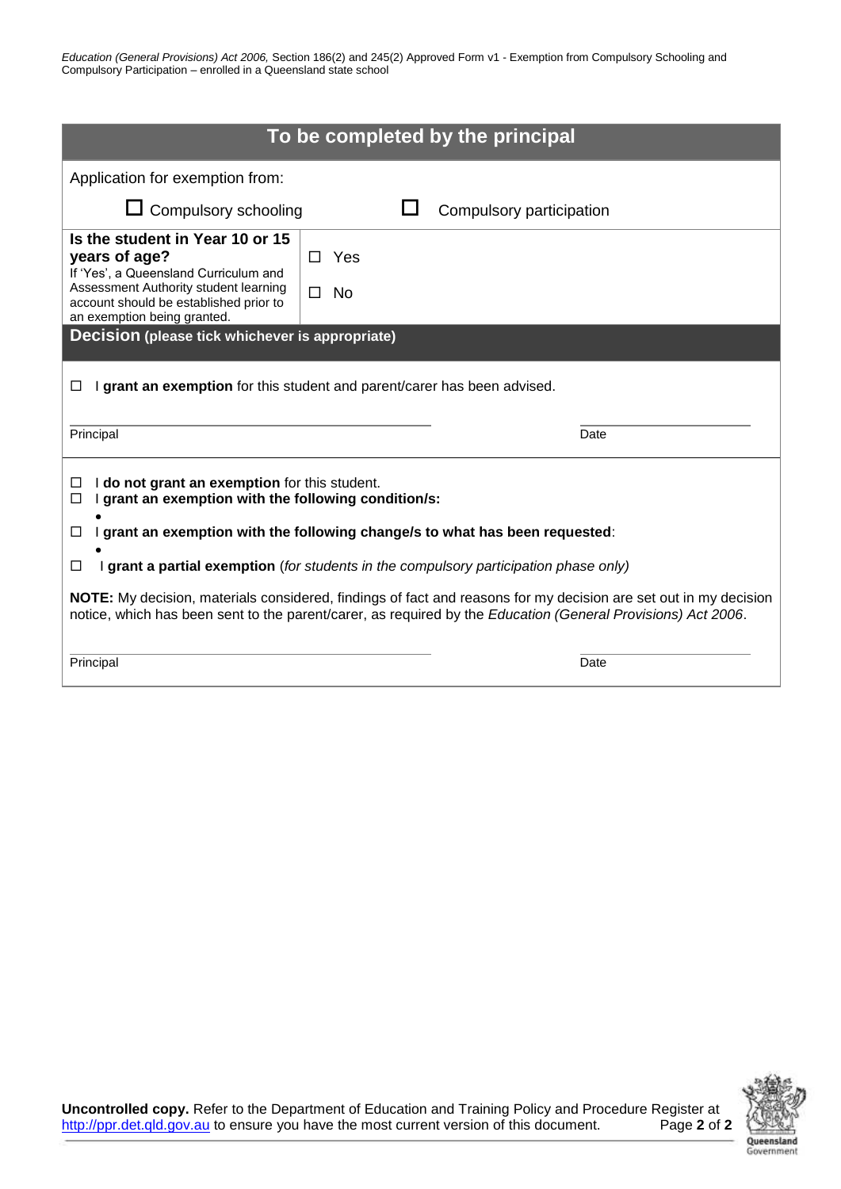## To be completed by the principal

Application for exemption from:

☐ Compulsory schooling ☐ Compulsory participation

| | |
|---|---|
| **Is the student in Year 10 or 15 years of age?** If 'Yes', a Queensland Curriculum and Assessment Authority student learning account should be established prior to an exemption being granted. | ☐ Yes<br>☐ No |

### Decision (please tick whichever is appropriate)

☐ I **grant an exemption** for this student and parent/carer has been advised.

Principal ____________________ Date ____________________

☐ I **do not grant an exemption** for this student.
☐ I **grant an exemption with the following condition/s:**

- 

☐ I **grant an exemption with the following change/s to what has been requested**:

- 

☐ I **grant a partial exemption** (*for students in the compulsory participation phase only)*

**NOTE:** My decision, materials considered, findings of fact and reasons for my decision are set out in my decision notice, which has been sent to the parent/carer, as required by the *Education (General Provisions) Act 2006*.

Principal ____________________ Date ____________________

**Uncontrolled copy.** Refer to the Department of Education and Training Policy and Procedure Register at http://ppr.det.qld.gov.au to ensure you have the most current version of this document.